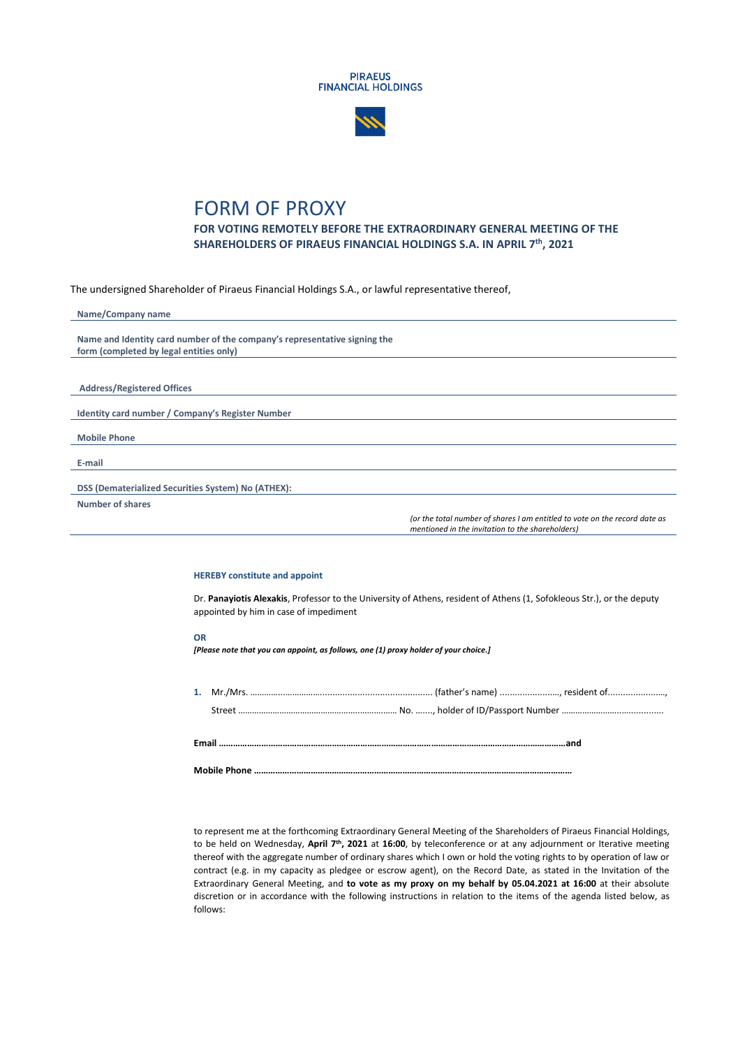PIRAEUS
FINANCIAL HOLDINGS

# FORM OF PROXY

## FOR VOTING REMOTELY BEFORE THE EXTRAORDINARY GENERAL MEETING OF THE SHAREHOLDERS OF PIRAEUS FINANCIAL HOLDINGS S.A. IN APRIL 7th, 2021

The undersigned Shareholder of Piraeus Financial Holdings S.A., or lawful representative thereof,

**Name/Company name**

**Name and Identity card number of the company's representative signing the form (completed by legal entities only)**

**Address/Registered Offices**

**Identity card number / Company's Register Number**

**Mobile Phone**

**E-mail**

**DSS (Dematerialized Securities System) No (ATHEX):**

**Number of shares**

*(or the total number of shares I am entitled to vote on the record date as mentioned in the invitation to the shareholders)*

**HEREBY constitute and appoint**

Dr. **Panayiotis Alexakis**, Professor to the University of Athens, resident of Athens (1, Sofokleous Str.), or the deputy appointed by him in case of impediment

**OR**

***[Please note that you can appoint, as follows, one (1) proxy holder of your choice.]***

**1.** Mr./Mrs. ............................................................................. (father's name) ......................., resident of......................, Street ................................................................. No. ......., holder of ID/Passport Number .........................................

**Email .....................................................................................................................................................and**

**Mobile Phone ...........................................................................................................................**

to represent me at the forthcoming Extraordinary General Meeting of the Shareholders of Piraeus Financial Holdings, to be held on Wednesday, **April 7th, 2021** at **16:00**, by teleconference or at any adjournment or Iterative meeting thereof with the aggregate number of ordinary shares which I own or hold the voting rights to by operation of law or contract (e.g. in my capacity as pledgee or escrow agent), on the Record Date, as stated in the Invitation of the Extraordinary General Meeting, and **to vote as my proxy on my behalf by 05.04.2021 at 16:00** at their absolute discretion or in accordance with the following instructions in relation to the items of the agenda listed below, as follows: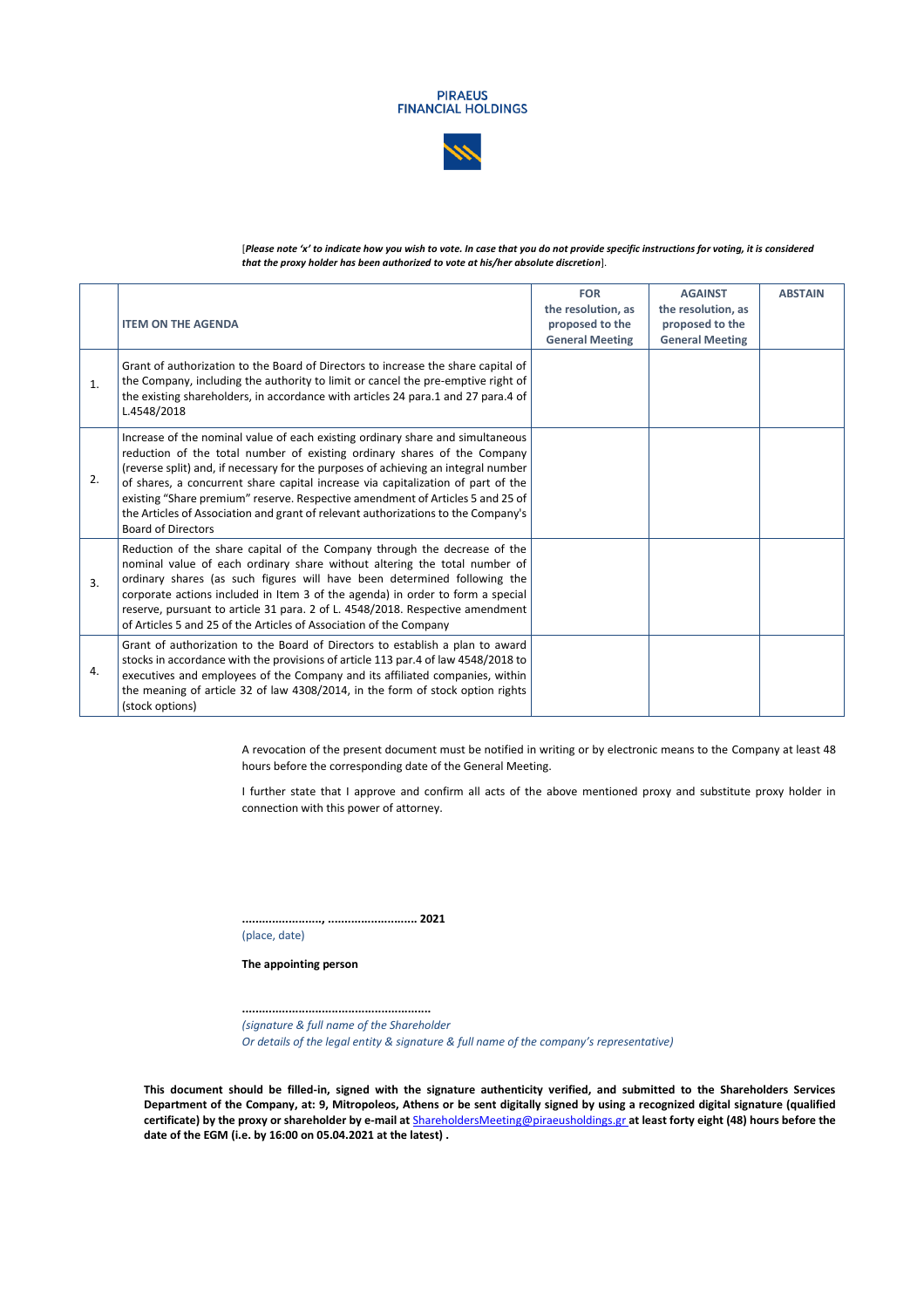PIRAEUS
FINANCIAL HOLDINGS

[***Please note 'x' to indicate how you wish to vote. In case that you do not provide specific instructions for voting, it is considered that the proxy holder has been authorized to vote at his/her absolute discretion***].

| | ITEM ON THE AGENDA | FOR the resolution, as proposed to the General Meeting | AGAINST the resolution, as proposed to the General Meeting | ABSTAIN |
|---|---|---|---|---|
| 1. | Grant of authorization to the Board of Directors to increase the share capital of the Company, including the authority to limit or cancel the pre-emptive right of the existing shareholders, in accordance with articles 24 para.1 and 27 para.4 of L.4548/2018 | | | |
| 2. | Increase of the nominal value of each existing ordinary share and simultaneous reduction of the total number of existing ordinary shares of the Company (reverse split) and, if necessary for the purposes of achieving an integral number of shares, a concurrent share capital increase via capitalization of part of the existing "Share premium" reserve. Respective amendment of Articles 5 and 25 of the Articles of Association and grant of relevant authorizations to the Company's Board of Directors | | | |
| 3. | Reduction of the share capital of the Company through the decrease of the nominal value of each ordinary share without altering the total number of ordinary shares (as such figures will have been determined following the corporate actions included in Item 3 of the agenda) in order to form a special reserve, pursuant to article 31 para. 2 of L. 4548/2018. Respective amendment of Articles 5 and 25 of the Articles of Association of the Company | | | |
| 4. | Grant of authorization to the Board of Directors to establish a plan to award stocks in accordance with the provisions of article 113 par.4 of law 4548/2018 to executives and employees of the Company and its affiliated companies, within the meaning of article 32 of law 4308/2014, in the form of stock option rights (stock options) | | | |

A revocation of the present document must be notified in writing or by electronic means to the Company at least 48 hours before the corresponding date of the General Meeting.

I further state that I approve and confirm all acts of the above mentioned proxy and substitute proxy holder in connection with this power of attorney.

**........................., ........................... 2021**
(place, date)

**The appointing person**

**........................................................**
*(signature & full name of the Shareholder*
*Or details of the legal entity & signature & full name of the company's representative)*

**This document should be filled-in, signed with the signature authenticity verified, and submitted to the Shareholders Services Department of the Company, at: 9, Mitropoleos, Athens or be sent digitally signed by using a recognized digital signature (qualified certificate) by the proxy or shareholder by e-mail at** ShareholdersMeeting@piraeusholdings.gr **at least forty eight (48) hours before the date of the EGM (i.e. by 16:00 on 05.04.2021 at the latest) .**